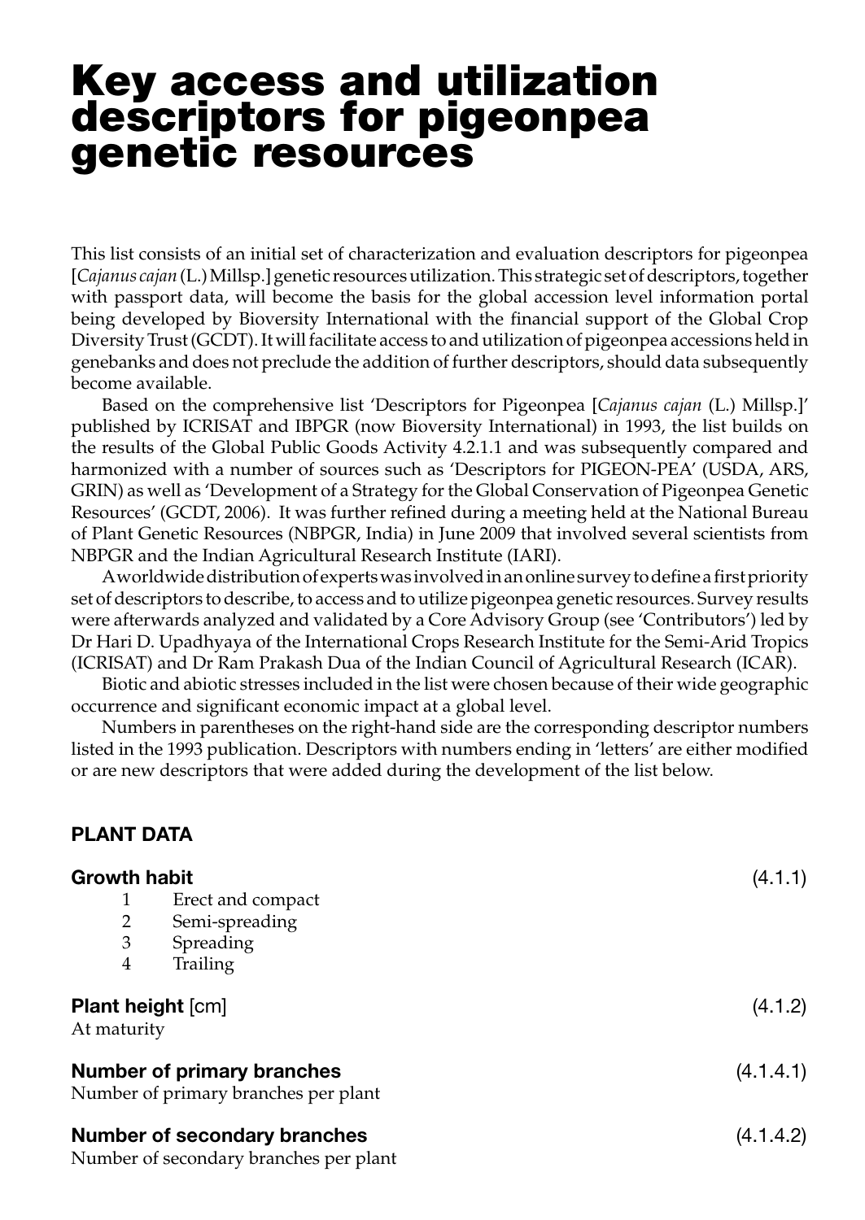# Key access and utilization descriptors for pigeonpea genetic resources

This list consists of an initial set of characterization and evaluation descriptors for pigeonpea [*Cajanus cajan* (L.) Millsp.] genetic resources utilization. This strategic set of descriptors, together with passport data, will become the basis for the global accession level information portal being developed by Bioversity International with the financial support of the Global Crop Diversity Trust (GCDT). It will facilitate access to and utilization of pigeonpea accessions held in genebanks and does not preclude the addition of further descriptors, should data subsequently become available.

Based on the comprehensive list 'Descriptors for Pigeonpea [*Cajanus cajan* (L.) Millsp.]' published by ICRISAT and IBPGR (now Bioversity International) in 1993, the list builds on the results of the Global Public Goods Activity 4.2.1.1 and was subsequently compared and harmonized with a number of sources such as 'Descriptors for PIGEON-PEA' (USDA, ARS, GRIN) as well as 'Development of a Strategy for the Global Conservation of Pigeonpea Genetic Resources' (GCDT, 2006). It was further refined during a meeting held at the National Bureau of Plant Genetic Resources (NBPGR, India) in June 2009 that involved several scientists from NBPGR and the Indian Agricultural Research Institute (IARI).

A worldwide distribution of experts was involved in an online survey to define a first priority set of descriptors to describe, to access and to utilize pigeonpea genetic resources. Survey results were afterwards analyzed and validated by a Core Advisory Group (see 'Contributors') led by Dr Hari D. Upadhyaya of the International Crops Research Institute for the Semi-Arid Tropics (ICRISAT) and Dr Ram Prakash Dua of the Indian Council of Agricultural Research (ICAR).

Biotic and abiotic stresses included in the list were chosen because of their wide geographic occurrence and significant economic impact at a global level.

Numbers in parentheses on the right-hand side are the corresponding descriptor numbers listed in the 1993 publication. Descriptors with numbers ending in 'letters' are either modified or are new descriptors that were added during the development of the list below.

## PLANT DATA

**Growth habit** (4.1.1)

1 Erect and compact
2 Semi-spreading
3 Spreading
4 Trailing

**Plant height** [cm] (4.1.2)

At maturity

**Number of primary branches** (4.1.4.1)

Number of primary branches per plant

**Number of secondary branches** (4.1.4.2)

Number of secondary branches per plant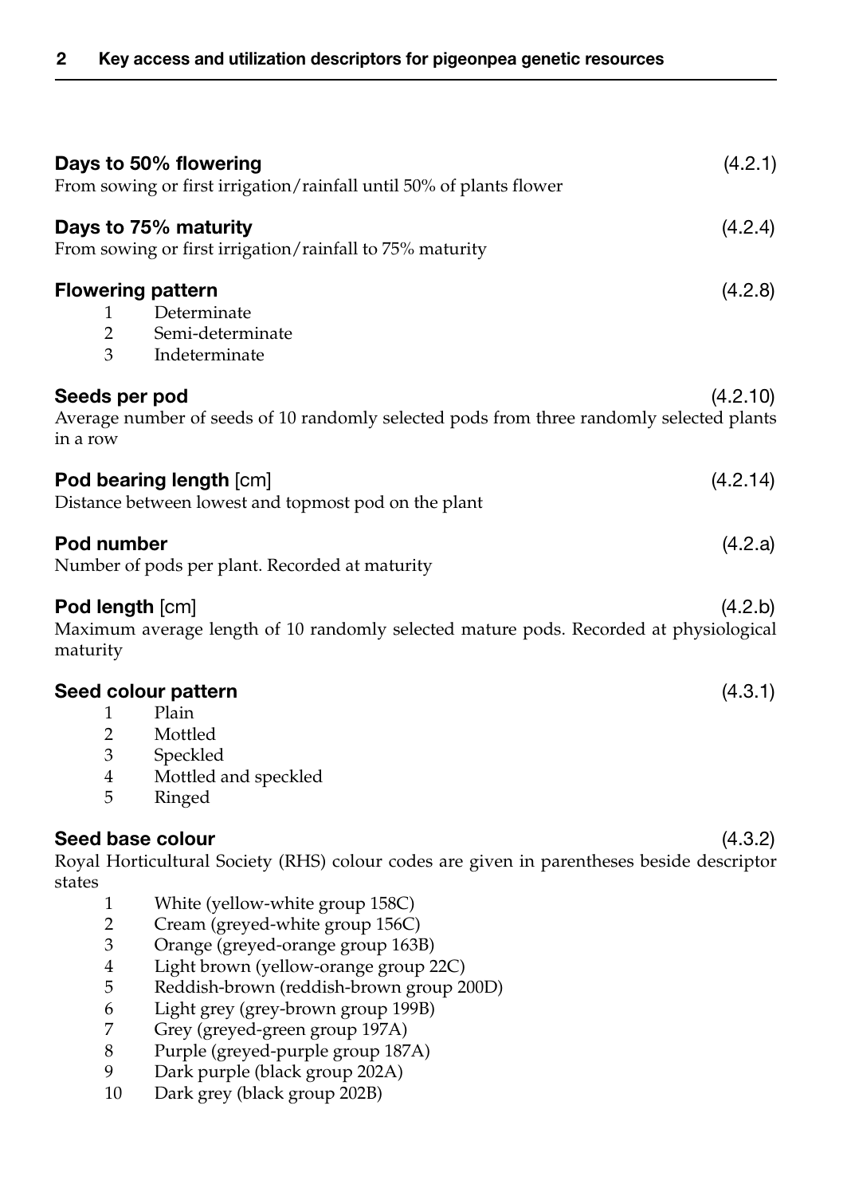**Days to 50% flowering** (4.2.1)
From sowing or first irrigation/rainfall until 50% of plants flower

**Days to 75% maturity** (4.2.4)
From sowing or first irrigation/rainfall to 75% maturity

**Flowering pattern** (4.2.8)

1. Determinate
2. Semi-determinate
3. Indeterminate

**Seeds per pod** (4.2.10)
Average number of seeds of 10 randomly selected pods from three randomly selected plants in a row

**Pod bearing length** [cm] (4.2.14)
Distance between lowest and topmost pod on the plant

**Pod number** (4.2.a)
Number of pods per plant. Recorded at maturity

**Pod length** [cm] (4.2.b)
Maximum average length of 10 randomly selected mature pods. Recorded at physiological maturity

**Seed colour pattern** (4.3.1)

1. Plain
2. Mottled
3. Speckled
4. Mottled and speckled
5. Ringed

**Seed base colour** (4.3.2)
Royal Horticultural Society (RHS) colour codes are given in parentheses beside descriptor states

1. White (yellow-white group 158C)
2. Cream (greyed-white group 156C)
3. Orange (greyed-orange group 163B)
4. Light brown (yellow-orange group 22C)
5. Reddish-brown (reddish-brown group 200D)
6. Light grey (grey-brown group 199B)
7. Grey (greyed-green group 197A)
8. Purple (greyed-purple group 187A)
9. Dark purple (black group 202A)
10. Dark grey (black group 202B)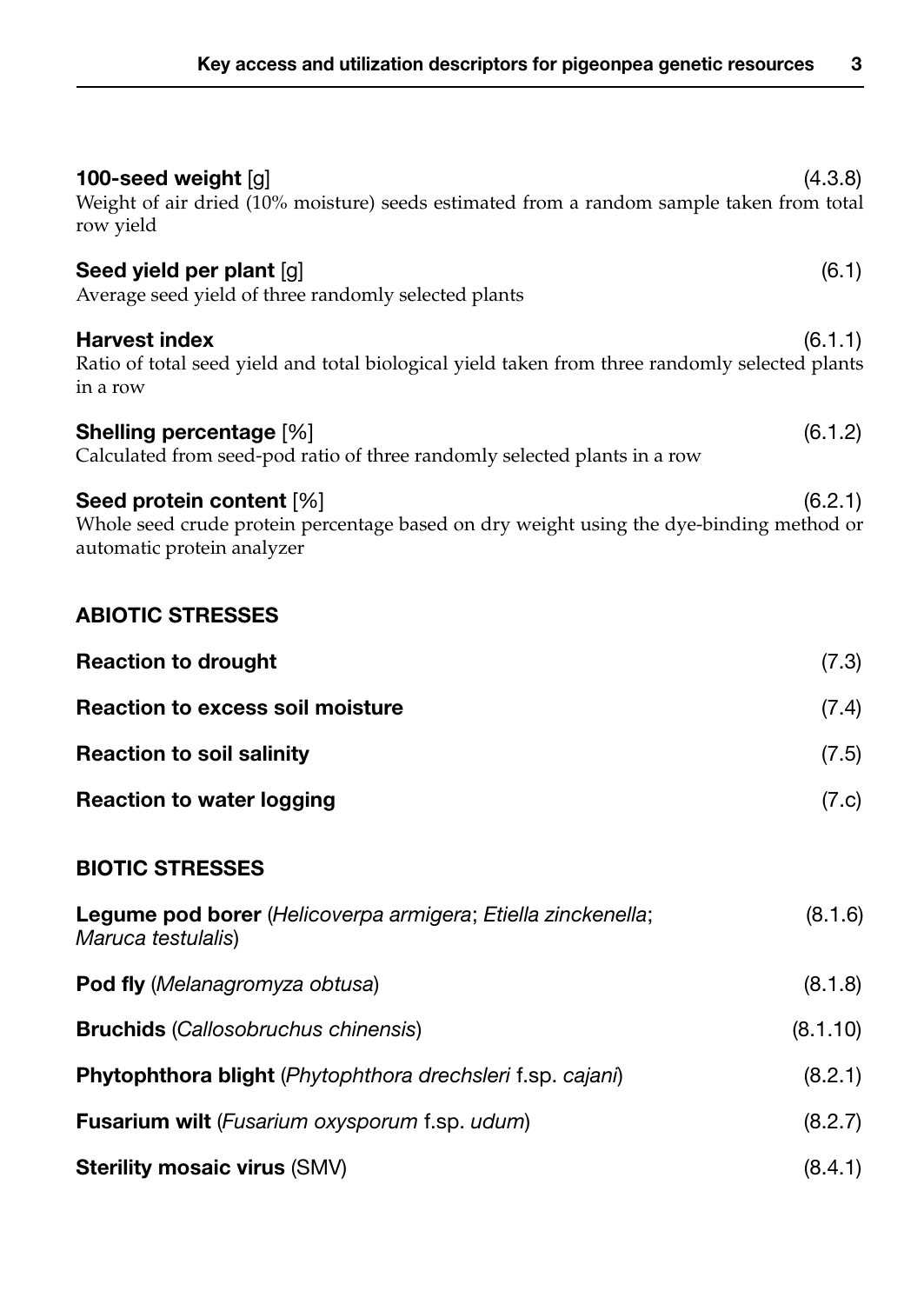**100-seed weight** [g] (4.3.8)

Weight of air dried (10% moisture) seeds estimated from a random sample taken from total row yield

**Seed yield per plant** [g] (6.1)

Average seed yield of three randomly selected plants

**Harvest index** (6.1.1)

Ratio of total seed yield and total biological yield taken from three randomly selected plants in a row

**Shelling percentage** [%] (6.1.2)

Calculated from seed-pod ratio of three randomly selected plants in a row

**Seed protein content** [%] (6.2.1)

Whole seed crude protein percentage based on dry weight using the dye-binding method or automatic protein analyzer

## ABIOTIC STRESSES

**Reaction to drought** (7.3)

**Reaction to excess soil moisture** (7.4)

**Reaction to soil salinity** (7.5)

**Reaction to water logging** (7.c)

## BIOTIC STRESSES

**Legume pod borer** (*Helicoverpa armigera*; *Etiella zinckenella*; *Maruca testulalis*) (8.1.6)

**Pod fly** (*Melanagromyza obtusa*) (8.1.8)

**Bruchids** (*Callosobruchus chinensis*) (8.1.10)

**Phytophthora blight** (*Phytophthora drechsleri* f.sp. *cajani*) (8.2.1)

**Fusarium wilt** (*Fusarium oxysporum* f.sp. *udum*) (8.2.7)

**Sterility mosaic virus** (SMV) (8.4.1)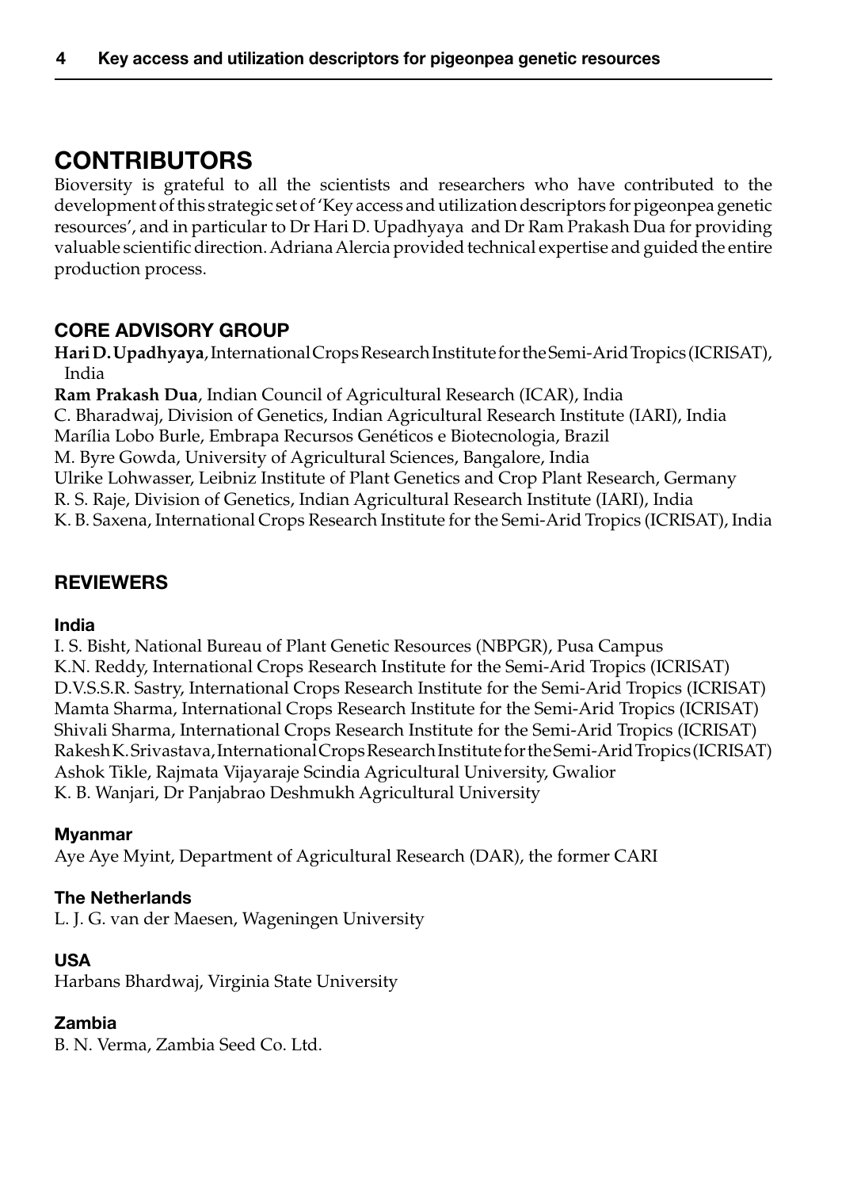# CONTRIBUTORS

Bioversity is grateful to all the scientists and researchers who have contributed to the development of this strategic set of 'Key access and utilization descriptors for pigeonpea genetic resources', and in particular to Dr Hari D. Upadhyaya and Dr Ram Prakash Dua for providing valuable scientific direction. Adriana Alercia provided technical expertise and guided the entire production process.

## CORE ADVISORY GROUP

**Hari D. Upadhyaya**, International Crops Research Institute for the Semi-Arid Tropics (ICRISAT), India
**Ram Prakash Dua**, Indian Council of Agricultural Research (ICAR), India
C. Bharadwaj, Division of Genetics, Indian Agricultural Research Institute (IARI), India
Marília Lobo Burle, Embrapa Recursos Genéticos e Biotecnologia, Brazil
M. Byre Gowda, University of Agricultural Sciences, Bangalore, India
Ulrike Lohwasser, Leibniz Institute of Plant Genetics and Crop Plant Research, Germany
R. S. Raje, Division of Genetics, Indian Agricultural Research Institute (IARI), India
K. B. Saxena, International Crops Research Institute for the Semi-Arid Tropics (ICRISAT), India

## REVIEWERS

### India

I. S. Bisht, National Bureau of Plant Genetic Resources (NBPGR), Pusa Campus
K.N. Reddy, International Crops Research Institute for the Semi-Arid Tropics (ICRISAT)
D.V.S.S.R. Sastry, International Crops Research Institute for the Semi-Arid Tropics (ICRISAT)
Mamta Sharma, International Crops Research Institute for the Semi-Arid Tropics (ICRISAT)
Shivali Sharma, International Crops Research Institute for the Semi-Arid Tropics (ICRISAT)
Rakesh K. Srivastava, International Crops Research Institute for the Semi-Arid Tropics (ICRISAT)
Ashok Tikle, Rajmata Vijayaraje Scindia Agricultural University, Gwalior
K. B. Wanjari, Dr Panjabrao Deshmukh Agricultural University

### Myanmar

Aye Aye Myint, Department of Agricultural Research (DAR), the former CARI

### The Netherlands

L. J. G. van der Maesen, Wageningen University

### USA

Harbans Bhardwaj, Virginia State University

### Zambia

B. N. Verma, Zambia Seed Co. Ltd.